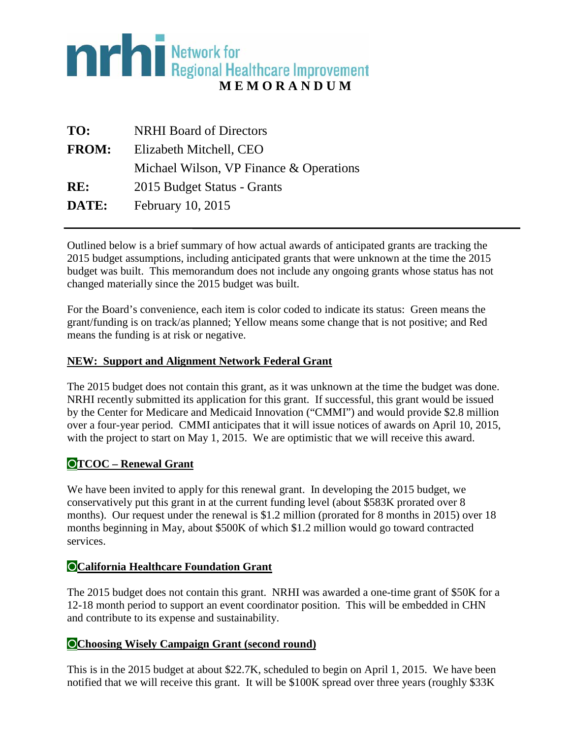# nrhi Network for Regional Healthcare Improvement

## MEMORANDUM

**TO:** NRHI Board of Directors

**FROM:** Elizabeth Mitchell, CEO
Michael Wilson, VP Finance & Operations

**RE:** 2015 Budget Status - Grants

**DATE:** February 10, 2015

---

Outlined below is a brief summary of how actual awards of anticipated grants are tracking the 2015 budget assumptions, including anticipated grants that were unknown at the time the 2015 budget was built. This memorandum does not include any ongoing grants whose status has not changed materially since the 2015 budget was built.

For the Board's convenience, each item is color coded to indicate its status: Green means the grant/funding is on track/as planned; Yellow means some change that is not positive; and Red means the funding is at risk or negative.

**NEW: Support and Alignment Network Federal Grant**

The 2015 budget does not contain this grant, as it was unknown at the time the budget was done. NRHI recently submitted its application for this grant. If successful, this grant would be issued by the Center for Medicare and Medicaid Innovation ("CMMI") and would provide $2.8 million over a four-year period. CMMI anticipates that it will issue notices of awards on April 10, 2015, with the project to start on May 1, 2015. We are optimistic that we will receive this award.

**TCOC – Renewal Grant**

We have been invited to apply for this renewal grant. In developing the 2015 budget, we conservatively put this grant in at the current funding level (about $583K prorated over 8 months). Our request under the renewal is $1.2 million (prorated for 8 months in 2015) over 18 months beginning in May, about $500K of which $1.2 million would go toward contracted services.

**California Healthcare Foundation Grant**

The 2015 budget does not contain this grant. NRHI was awarded a one-time grant of $50K for a 12-18 month period to support an event coordinator position. This will be embedded in CHN and contribute to its expense and sustainability.

**Choosing Wisely Campaign Grant (second round)**

This is in the 2015 budget at about $22.7K, scheduled to begin on April 1, 2015. We have been notified that we will receive this grant. It will be $100K spread over three years (roughly $33K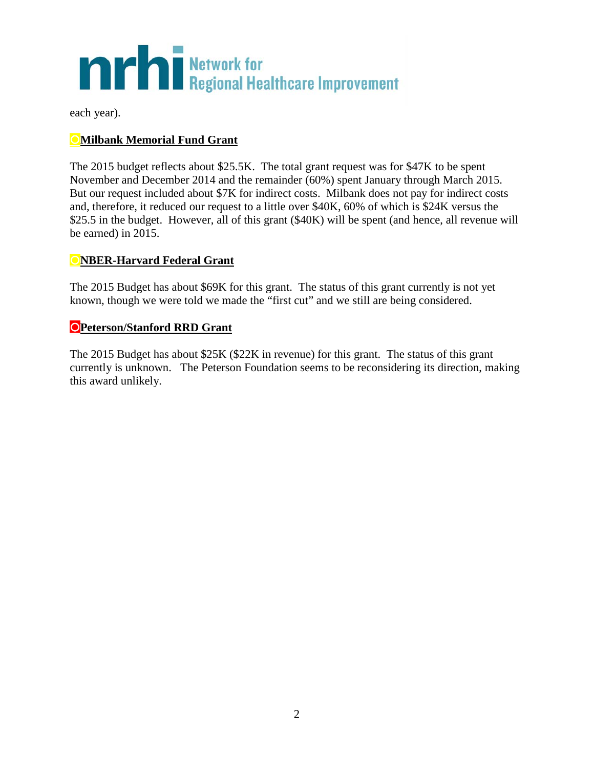each year).

**Milbank Memorial Fund Grant**

The 2015 budget reflects about $25.5K. The total grant request was for $47K to be spent November and December 2014 and the remainder (60%) spent January through March 2015. But our request included about $7K for indirect costs. Milbank does not pay for indirect costs and, therefore, it reduced our request to a little over $40K, 60% of which is $24K versus the $25.5 in the budget. However, all of this grant ($40K) will be spent (and hence, all revenue will be earned) in 2015.

**NBER-Harvard Federal Grant**

The 2015 Budget has about $69K for this grant. The status of this grant currently is not yet known, though we were told we made the "first cut" and we still are being considered.

**Peterson/Stanford RRD Grant**

The 2015 Budget has about $25K ($22K in revenue) for this grant. The status of this grant currently is unknown. The Peterson Foundation seems to be reconsidering its direction, making this award unlikely.